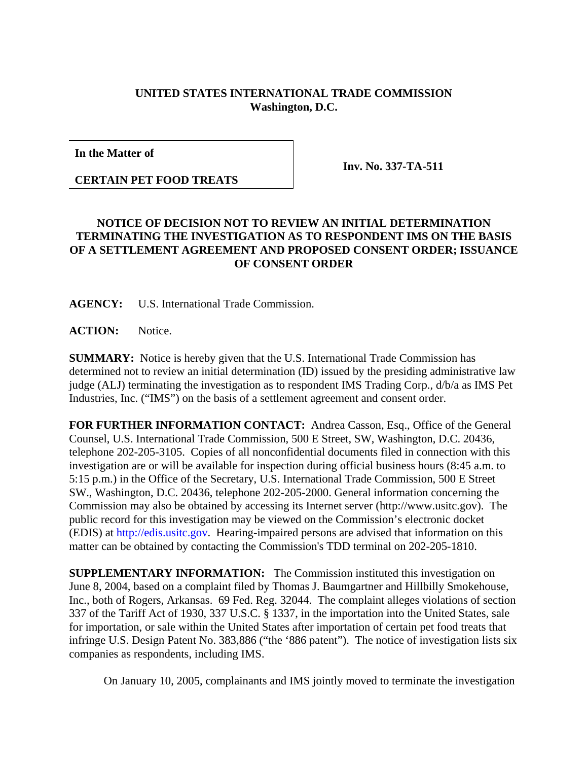**UNITED STATES INTERNATIONAL TRADE COMMISSION**
**Washington, D.C.**

| **In the Matter of** <br><br> **CERTAIN PET FOOD TREATS** | **Inv. No. 337-TA-511** |
|---|---|

**NOTICE OF DECISION NOT TO REVIEW AN INITIAL DETERMINATION TERMINATING THE INVESTIGATION AS TO RESPONDENT IMS ON THE BASIS OF A SETTLEMENT AGREEMENT AND PROPOSED CONSENT ORDER; ISSUANCE OF CONSENT ORDER**

**AGENCY:** U.S. International Trade Commission.

**ACTION:** Notice.

**SUMMARY:** Notice is hereby given that the U.S. International Trade Commission has determined not to review an initial determination (ID) issued by the presiding administrative law judge (ALJ) terminating the investigation as to respondent IMS Trading Corp., d/b/a as IMS Pet Industries, Inc. ("IMS") on the basis of a settlement agreement and consent order.

**FOR FURTHER INFORMATION CONTACT:** Andrea Casson, Esq., Office of the General Counsel, U.S. International Trade Commission, 500 E Street, SW, Washington, D.C. 20436, telephone 202-205-3105. Copies of all nonconfidential documents filed in connection with this investigation are or will be available for inspection during official business hours (8:45 a.m. to 5:15 p.m.) in the Office of the Secretary, U.S. International Trade Commission, 500 E Street SW., Washington, D.C. 20436, telephone 202-205-2000. General information concerning the Commission may also be obtained by accessing its Internet server (http://www.usitc.gov). The public record for this investigation may be viewed on the Commission's electronic docket (EDIS) at http://edis.usitc.gov. Hearing-impaired persons are advised that information on this matter can be obtained by contacting the Commission's TDD terminal on 202-205-1810.

**SUPPLEMENTARY INFORMATION:** The Commission instituted this investigation on June 8, 2004, based on a complaint filed by Thomas J. Baumgartner and Hillbilly Smokehouse, Inc., both of Rogers, Arkansas. 69 Fed. Reg. 32044. The complaint alleges violations of section 337 of the Tariff Act of 1930, 337 U.S.C. § 1337, in the importation into the United States, sale for importation, or sale within the United States after importation of certain pet food treats that infringe U.S. Design Patent No. 383,886 ("the '886 patent"). The notice of investigation lists six companies as respondents, including IMS.

On January 10, 2005, complainants and IMS jointly moved to terminate the investigation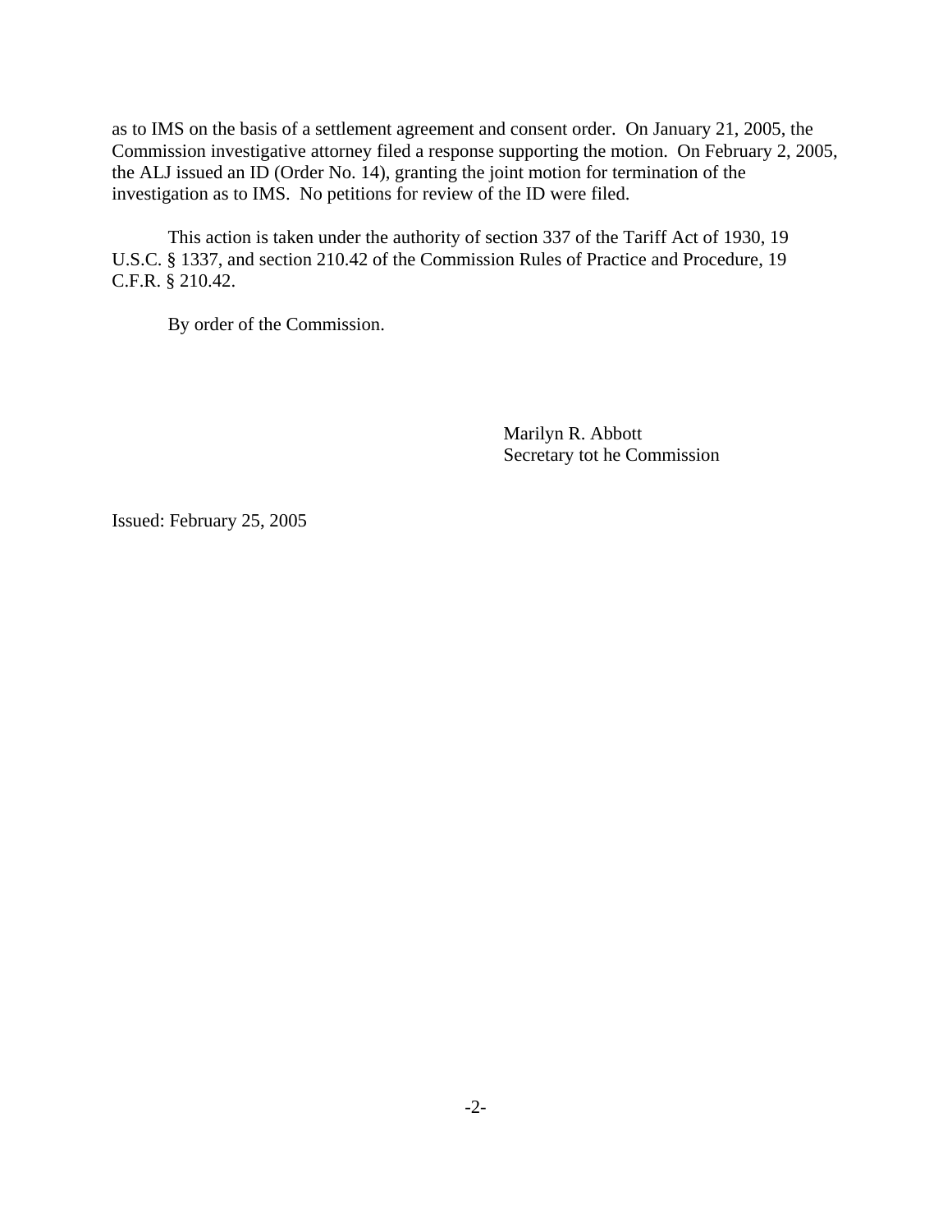as to IMS on the basis of a settlement agreement and consent order. On January 21, 2005, the Commission investigative attorney filed a response supporting the motion. On February 2, 2005, the ALJ issued an ID (Order No. 14), granting the joint motion for termination of the investigation as to IMS. No petitions for review of the ID were filed.

This action is taken under the authority of section 337 of the Tariff Act of 1930, 19 U.S.C. § 1337, and section 210.42 of the Commission Rules of Practice and Procedure, 19 C.F.R. § 210.42.

By order of the Commission.

Marilyn R. Abbott
Secretary tot he Commission

Issued: February 25, 2005